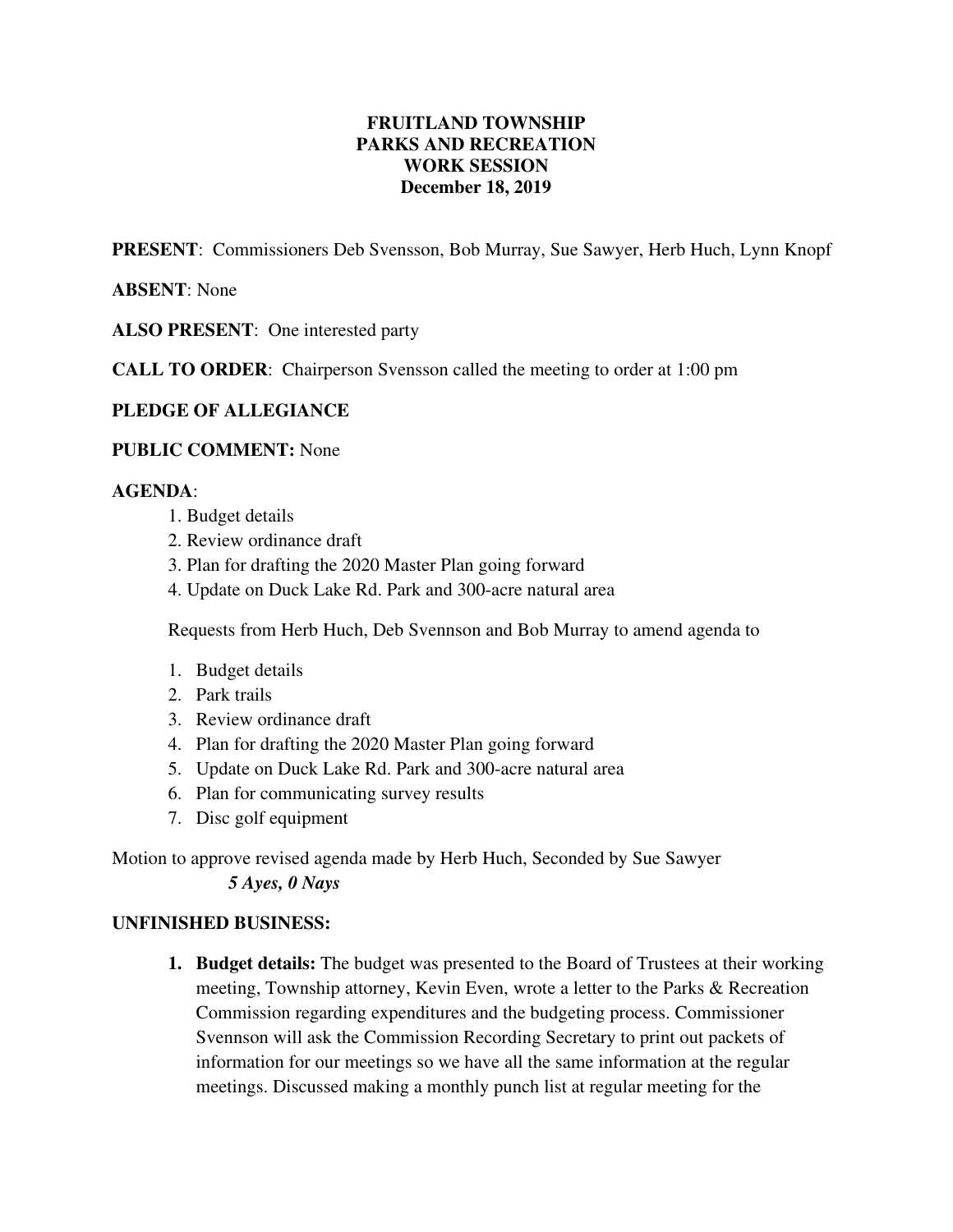**FRUITLAND TOWNSHIP**
**PARKS AND RECREATION**
**WORK SESSION**
**December 18, 2019**

**PRESENT**: Commissioners Deb Svensson, Bob Murray, Sue Sawyer, Herb Huch, Lynn Knopf

**ABSENT**: None

**ALSO PRESENT**: One interested party

**CALL TO ORDER**: Chairperson Svensson called the meeting to order at 1:00 pm

**PLEDGE OF ALLEGIANCE**

**PUBLIC COMMENT:** None

**AGENDA**:

1. Budget details
2. Review ordinance draft
3. Plan for drafting the 2020 Master Plan going forward
4. Update on Duck Lake Rd. Park and 300-acre natural area

Requests from Herb Huch, Deb Svennson and Bob Murray to amend agenda to

1. Budget details
2. Park trails
3. Review ordinance draft
4. Plan for drafting the 2020 Master Plan going forward
5. Update on Duck Lake Rd. Park and 300-acre natural area
6. Plan for communicating survey results
7. Disc golf equipment

Motion to approve revised agenda made by Herb Huch, Seconded by Sue Sawyer

***5 Ayes, 0 Nays***

**UNFINISHED BUSINESS:**

1. **Budget details:** The budget was presented to the Board of Trustees at their working meeting, Township attorney, Kevin Even, wrote a letter to the Parks & Recreation Commission regarding expenditures and the budgeting process. Commissioner Svennson will ask the Commission Recording Secretary to print out packets of information for our meetings so we have all the same information at the regular meetings. Discussed making a monthly punch list at regular meeting for the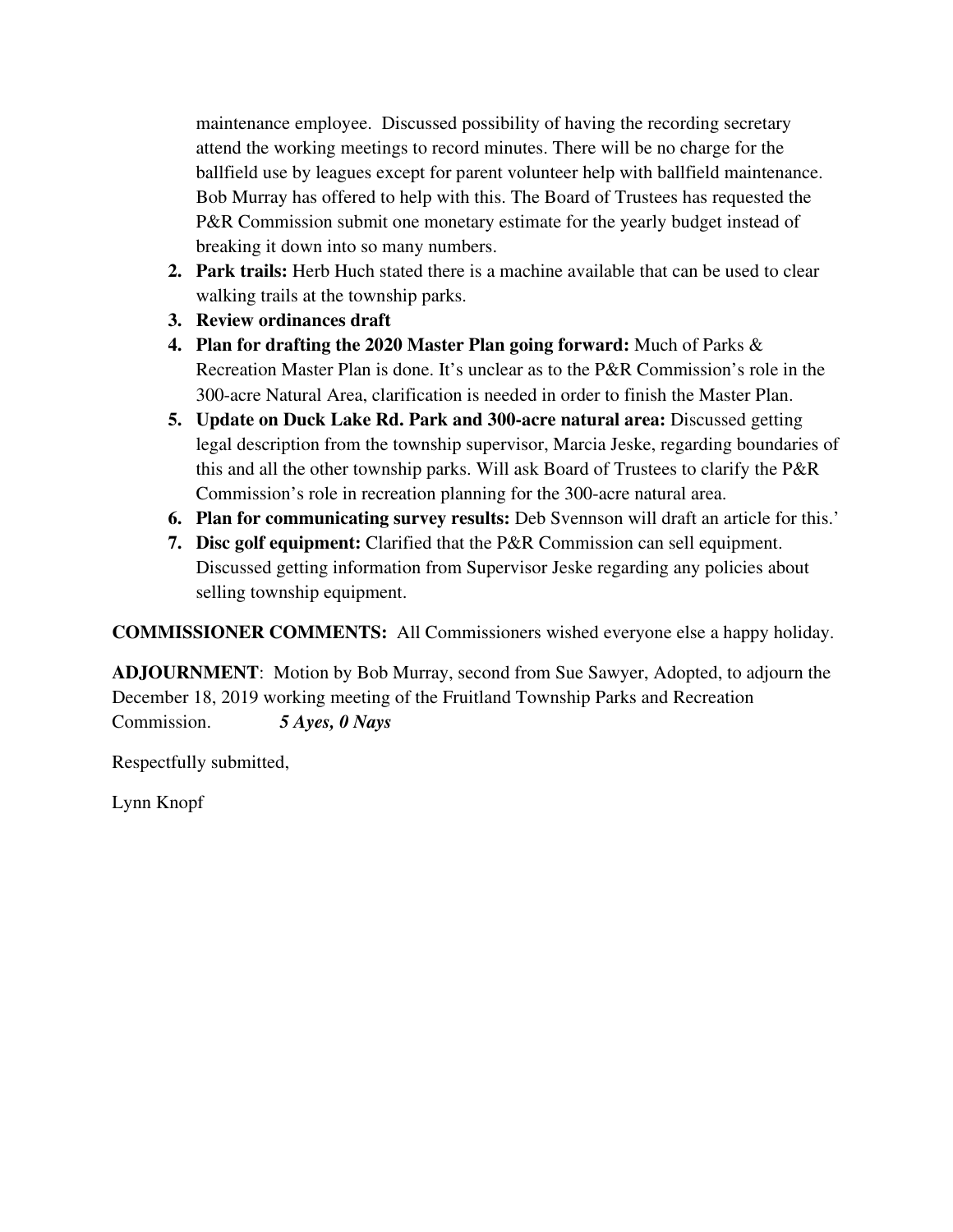maintenance employee. Discussed possibility of having the recording secretary attend the working meetings to record minutes. There will be no charge for the ballfield use by leagues except for parent volunteer help with ballfield maintenance. Bob Murray has offered to help with this. The Board of Trustees has requested the P&R Commission submit one monetary estimate for the yearly budget instead of breaking it down into so many numbers.

2. **Park trails:** Herb Huch stated there is a machine available that can be used to clear walking trails at the township parks.
3. **Review ordinances draft**
4. **Plan for drafting the 2020 Master Plan going forward:** Much of Parks & Recreation Master Plan is done. It's unclear as to the P&R Commission's role in the 300-acre Natural Area, clarification is needed in order to finish the Master Plan.
5. **Update on Duck Lake Rd. Park and 300-acre natural area:** Discussed getting legal description from the township supervisor, Marcia Jeske, regarding boundaries of this and all the other township parks. Will ask Board of Trustees to clarify the P&R Commission's role in recreation planning for the 300-acre natural area.
6. **Plan for communicating survey results:** Deb Svennson will draft an article for this.'
7. **Disc golf equipment:** Clarified that the P&R Commission can sell equipment. Discussed getting information from Supervisor Jeske regarding any policies about selling township equipment.

**COMMISSIONER COMMENTS:** All Commissioners wished everyone else a happy holiday.

**ADJOURNMENT**: Motion by Bob Murray, second from Sue Sawyer, Adopted, to adjourn the December 18, 2019 working meeting of the Fruitland Township Parks and Recreation Commission. ***5 Ayes, 0 Nays***

Respectfully submitted,

Lynn Knopf